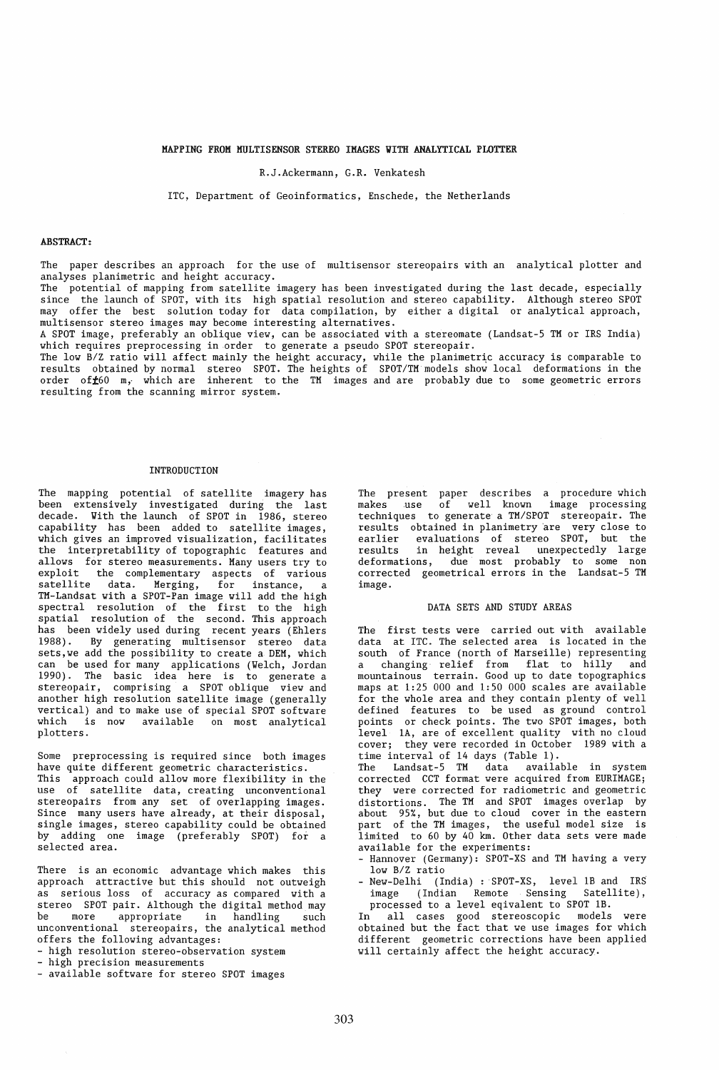# MAPPING FROM MULTISENSOR STEREO IMAGES WITH ANALYTICAL PLOTTER

R.J.Ackermann, G.R. Venkatesh

ITC, Department of Geoinformatics, Enschede, the Netherlands

**ABSTRACT:**

The paper describes an approach for the use of multisensor stereopairs with an analytical plotter and analyses planimetric and height accuracy.
The potential of mapping from satellite imagery has been investigated during the last decade, especially since the launch of SPOT, with its high spatial resolution and stereo capability. Although stereo SPOT may offer the best solution today for data compilation, by either a digital or analytical approach, multisensor stereo images may become interesting alternatives.
A SPOT image, preferably an oblique view, can be associated with a stereomate (Landsat-5 TM or IRS India) which requires preprocessing in order to generate a pseudo SPOT stereopair.
The low B/Z ratio will affect mainly the height accuracy, while the planimetric accuracy is comparable to results obtained by normal stereo SPOT. The heights of SPOT/TM models show local deformations in the order of±60 m, which are inherent to the TM images and are probably due to some geometric errors resulting from the scanning mirror system.

## INTRODUCTION

The mapping potential of satellite imagery has been extensively investigated during the last decade. With the launch of SPOT in 1986, stereo capability has been added to satellite images, which gives an improved visualization, facilitates the interpretability of topographic features and allows for stereo measurements. Many users try to exploit the complementary aspects of various satellite data. Merging, for instance, a TM-Landsat with a SPOT-Pan image will add the high spectral resolution of the first to the high spatial resolution of the second. This approach has been widely used during recent years (Ehlers 1988). By generating multisensor stereo data sets,we add the possibility to create a DEM, which can be used for many applications (Welch, Jordan 1990). The basic idea here is to generate a stereopair, comprising a SPOT oblique view and another high resolution satellite image (generally vertical) and to make use of special SPOT software which is now available on most analytical plotters.

Some preprocessing is required since both images have quite different geometric characteristics.
This approach could allow more flexibility in the use of satellite data, creating unconventional stereopairs from any set of overlapping images. Since many users have already, at their disposal, single images, stereo capability could be obtained by adding one image (preferably SPOT) for a selected area.

There is an economic advantage which makes this approach attractive but this should not outweigh as serious loss of accuracy as compared with a stereo SPOT pair. Although the digital method may be more appropriate in handling such unconventional stereopairs, the analytical method offers the following advantages:

- high resolution stereo-observation system
- high precision measurements
- available software for stereo SPOT images

The present paper describes a procedure which makes use of well known image processing techniques to generate a TM/SPOT stereopair. The results obtained in planimetry are very close to earlier evaluations of stereo SPOT, but the results in height reveal unexpectedly large deformations, due most probably to some non corrected geometrical errors in the Landsat-5 TM image.

## DATA SETS AND STUDY AREAS

The first tests were carried out with available data at ITC. The selected area is located in the south of France (north of Marseille) representing a changing relief from flat to hilly and mountainous terrain. Good up to date topographics maps at 1:25 000 and 1:50 000 scales are available for the whole area and they contain plenty of well defined features to be used as ground control points or check points. The two SPOT images, both level 1A, are of excellent quality with no cloud cover; they were recorded in October 1989 with a time interval of 14 days (Table 1).
The Landsat-5 TM data available in system corrected CCT format were acquired from EURIMAGE; they were corrected for radiometric and geometric distortions. The TM and SPOT images overlap by about 95%, but due to cloud cover in the eastern part of the TM images, the useful model size is limited to 60 by 40 km. Other data sets were made available for the experiments:

- Hannover (Germany): SPOT-XS and TM having a very low B/Z ratio
- New-Delhi (India) : SPOT-XS, level 1B and IRS image (Indian Remote Sensing Satellite), processed to a level eqivalent to SPOT 1B.

In all cases good stereoscopic models were obtained but the fact that we use images for which different geometric corrections have been applied will certainly affect the height accuracy.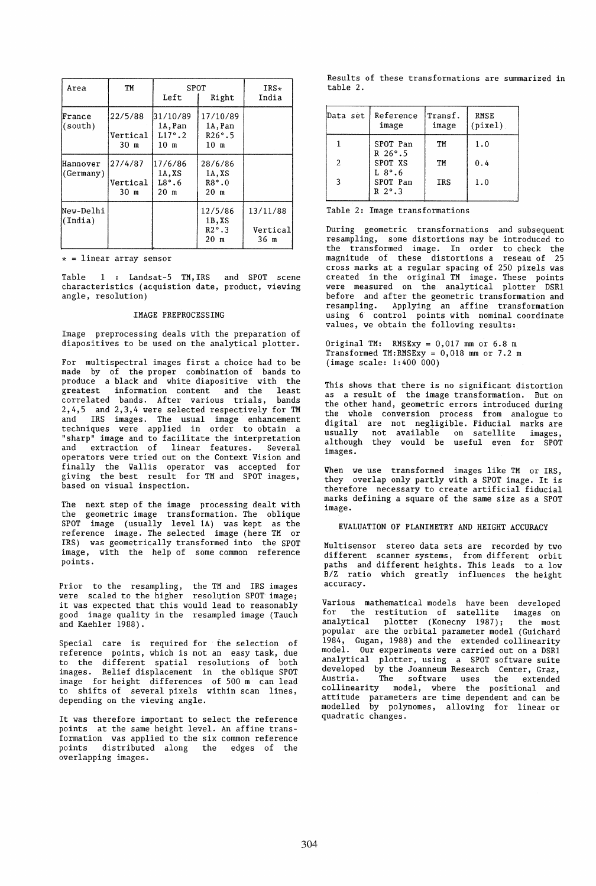| Area | TM | SPOT | | IRS* |
|---|---|---|---|---|
| | | Left | Right | India |
| France (south) | 22/5/88 Vertical 30 m | 31/10/89 1A,Pan L17°.2 10 m | 17/10/89 1A,Pan R26°.5 10 m | |
| Hannover (Germany) | 27/4/87 Vertical 30 m | 17/6/86 1A,XS L8°.6 20 m | 28/6/86 1A,XS R8°.0 20 m | |
| New-Delhi (India) | | | 12/5/86 1B,XS R2°.3 20 m | 13/11/88 Vertical 36 m |

* = linear array sensor

Table 1 : Landsat-5 TM,IRS and SPOT scene characteristics (acquistion date, product, viewing angle, resolution)

## IMAGE PREPROCESSING

Image preprocessing deals with the preparation of diapositives to be used on the analytical plotter.

For multispectral images first a choice had to be made by of the proper combination of bands to produce a black and white diapositive with the greatest information content and the least correlated bands. After various trials, bands 2,4,5 and 2,3,4 were selected respectively for TM and IRS images. The usual image enhancement techniques were applied in order to obtain a "sharp" image and to facilitate the interpretation and extraction of linear features. Several operators were tried out on the Context Vision and finally the Wallis operator was accepted for giving the best result for TM and SPOT images, based on visual inspection.

The next step of the image processing dealt with the geometric image transformation. The oblique SPOT image (usually level 1A) was kept as the reference image. The selected image (here TM or IRS) was geometrically transformed into the SPOT image, with the help of some common reference points.

Prior to the resampling, the TM and IRS images were scaled to the higher resolution SPOT image; it was expected that this would lead to reasonably good image quality in the resampled image (Tauch and Kaehler 1988).

Special care is required for the selection of reference points, which is not an easy task, due to the different spatial resolutions of both images. Relief displacement in the oblique SPOT image for height differences of 500 m can lead to shifts of several pixels within scan lines, depending on the viewing angle.

It was therefore important to select the reference points at the same height level. An affine transformation was applied to the six common reference points distributed along the edges of the overlapping images.

Results of these transformations are summarized in table 2.

| Data set | Reference image | Transf. image | RMSE (pixel) |
|---|---|---|---|
| 1 | SPOT Pan R 26°.5 | TM | 1.0 |
| 2 | SPOT XS L 8°.6 | TM | 0.4 |
| 3 | SPOT Pan R 2°.3 | IRS | 1.0 |

Table 2: Image transformations

During geometric transformations and subsequent resampling, some distortions may be introduced to the transformed image. In order to check the magnitude of these distortions a reseau of 25 cross marks at a regular spacing of 250 pixels was created in the original TM image. These points were measured on the analytical plotter DSR1 before and after the geometric transformation and resampling. Applying an affine transformation using 6 control points with nominal coordinate values, we obtain the following results:

Original TM: $RMSExy$ = 0,017 mm or 6.8 m
Transformed TM: $RMSExy$ = 0,018 mm or 7.2 m
(image scale: 1:400 000)

This shows that there is no significant distortion as a result of the image transformation. But on the other hand, geometric errors introduced during the whole conversion process from analogue to digital are not negligible. Fiducial marks are usually not available on satellite images, although they would be useful even for SPOT images.

When we use transformed images like TM or IRS, they overlap only partly with a SPOT image. It is therefore necessary to create artificial fiducial marks defining a square of the same size as a SPOT image.

## EVALUATION OF PLANIMETRY AND HEIGHT ACCURACY

Multisensor stereo data sets are recorded by two different scanner systems, from different orbit paths and different heights. This leads to a low B/Z ratio which greatly influences the height accuracy.

Various mathematical models have been developed for the restitution of satellite images on analytical plotter (Konecny 1987); the most popular are the orbital parameter model (Guichard 1984, Gugan, 1988) and the extended collinearity model. Our experiments were carried out on a DSR1 analytical plotter, using a SPOT software suite developed by the Joanneum Research Center, Graz, Austria. The software uses the extended collinearity model, where the positional and attitude parameters are time dependent and can be modelled by polynomes, allowing for linear or quadratic changes.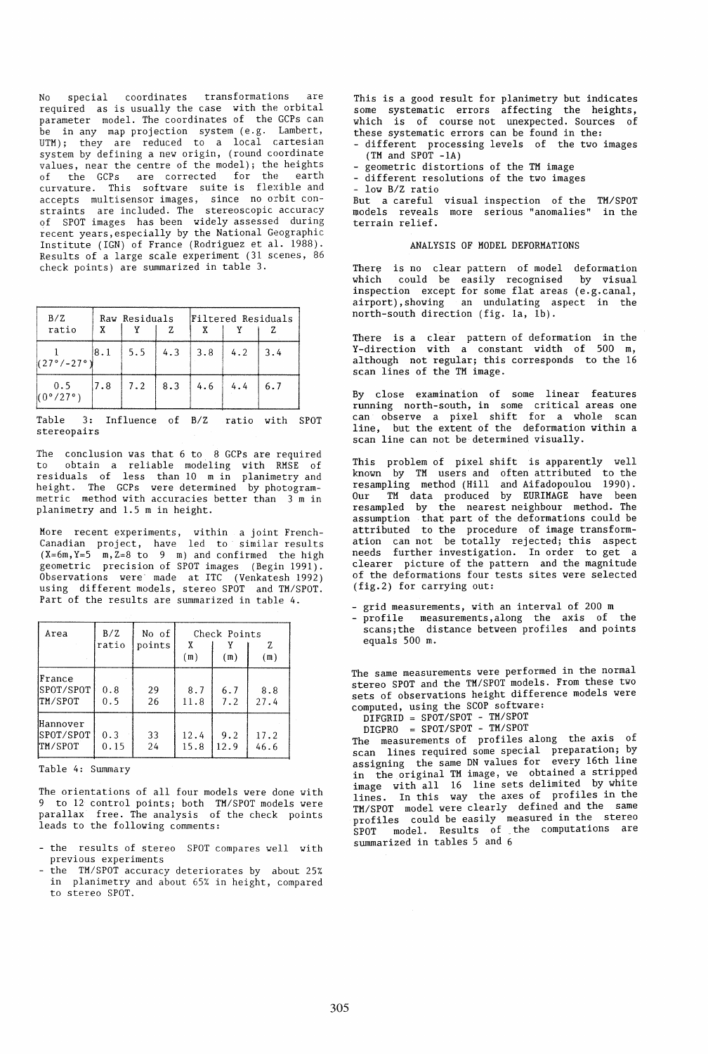No special coordinates transformations are required as is usually the case with the orbital parameter model. The coordinates of the GCPs can be in any map projection system (e.g. Lambert, UTM); they are reduced to a local cartesian system by defining a new origin, (round coordinate values, near the centre of the model); the heights of the GCPs are corrected for the earth curvature. This software suite is flexible and accepts multisensor images, since no orbit constraints are included. The stereoscopic accuracy of SPOT images has been widely assessed during recent years, especially by the National Geographic Institute (IGN) of France (Rodriguez et al. 1988). Results of a large scale experiment (31 scenes, 86 check points) are summarized in table 3.

| B/Z ratio | Raw Residuals | | | Filtered Residuals | | |
|---|---|---|---|---|---|---|
| | X | Y | Z | X | Y | Z |
| 1 (27°/-27°) | 8.1 | 5.5 | 4.3 | 3.8 | 4.2 | 3.4 |
| 0.5 (0°/27°) | 7.8 | 7.2 | 8.3 | 4.6 | 4.4 | 6.7 |

Table 3: Influence of B/Z ratio with SPOT stereopairs

The conclusion was that 6 to 8 GCPs are required to obtain a reliable modeling with RMSE of residuals of less than 10 m in planimetry and height. The GCPs were determined by photogrammetric method with accuracies better than 3 m in planimetry and 1.5 m in height.

More recent experiments, within a joint French-Canadian project, have led to similar results (X=6m, Y=5 m, Z=8 to 9 m) and confirmed the high geometric precision of SPOT images (Begin 1991). Observations were made at ITC (Venkatesh 1992) using different models, stereo SPOT and TM/SPOT. Part of the results are summarized in table 4.

| Area | B/Z ratio | No of points | Check Points | | |
|---|---|---|---|---|---|
| | | | X (m) | Y (m) | Z (m) |
| France | | | | | |
| SPOT/SPOT | 0.8 | 29 | 8.7 | 6.7 | 8.8 |
| TM/SPOT | 0.5 | 26 | 11.8 | 7.2 | 27.4 |
| Hannover | | | | | |
| SPOT/SPOT | 0.3 | 33 | 12.4 | 9.2 | 17.2 |
| TM/SPOT | 0.15 | 24 | 15.8 | 12.9 | 46.6 |

Table 4: Summary

The orientations of all four models were done with 9 to 12 control points; both TM/SPOT models were parallax free. The analysis of the check points leads to the following comments:

- the results of stereo SPOT compares well with previous experiments
- the TM/SPOT accuracy deteriorates by about 25% in planimetry and about 65% in height, compared to stereo SPOT.

This is a good result for planimetry but indicates some systematic errors affecting the heights, which is of course not unexpected. Sources of these systematic errors can be found in the:

- different processing levels of the two images (TM and SPOT -1A)
- geometric distortions of the TM image
- different resolutions of the two images
- low B/Z ratio

But a careful visual inspection of the TM/SPOT models reveals more serious "anomalies" in the terrain relief.

## ANALYSIS OF MODEL DEFORMATIONS

There is no clear pattern of model deformation which could be easily recognised by visual inspection except for some flat areas (e.g.canal, airport), showing an undulating aspect in the north-south direction (fig. 1a, 1b).

There is a clear pattern of deformation in the Y-direction with a constant width of 500 m, although not regular; this corresponds to the 16 scan lines of the TM image.

By close examination of some linear features running north-south, in some critical areas one can observe a pixel shift for a whole scan line, but the extent of the deformation within a scan line can not be determined visually.

This problem of pixel shift is apparently well known by TM users and often attributed to the resampling method (Hill and Aifadopoulou 1990). Our TM data produced by EURIMAGE have been resampled by the nearest neighbour method. The assumption that part of the deformations could be attributed to the procedure of image transformation can not be totally rejected; this aspect needs further investigation. In order to get a clearer picture of the pattern and the magnitude of the deformations four tests sites were selected (fig.2) for carrying out:

- grid measurements, with an interval of 200 m
- profile measurements, along the axis of the scans; the distance between profiles and points equals 500 m.

The same measurements were performed in the normal stereo SPOT and the TM/SPOT models. From these two sets of observations height difference models were computed, using the SCOP software:

DIFGRID = SPOT/SPOT - TM/SPOT
DIGPRO = SPOT/SPOT - TM/SPOT

The measurements of profiles along the axis of scan lines required some special preparation; by assigning the same DN values for every 16th line in the original TM image, we obtained a stripped image with all 16 line sets delimited by white lines. In this way the axes of profiles in the TM/SPOT model were clearly defined and the same profiles could be easily measured in the stereo SPOT model. Results of the computations are summarized in tables 5 and 6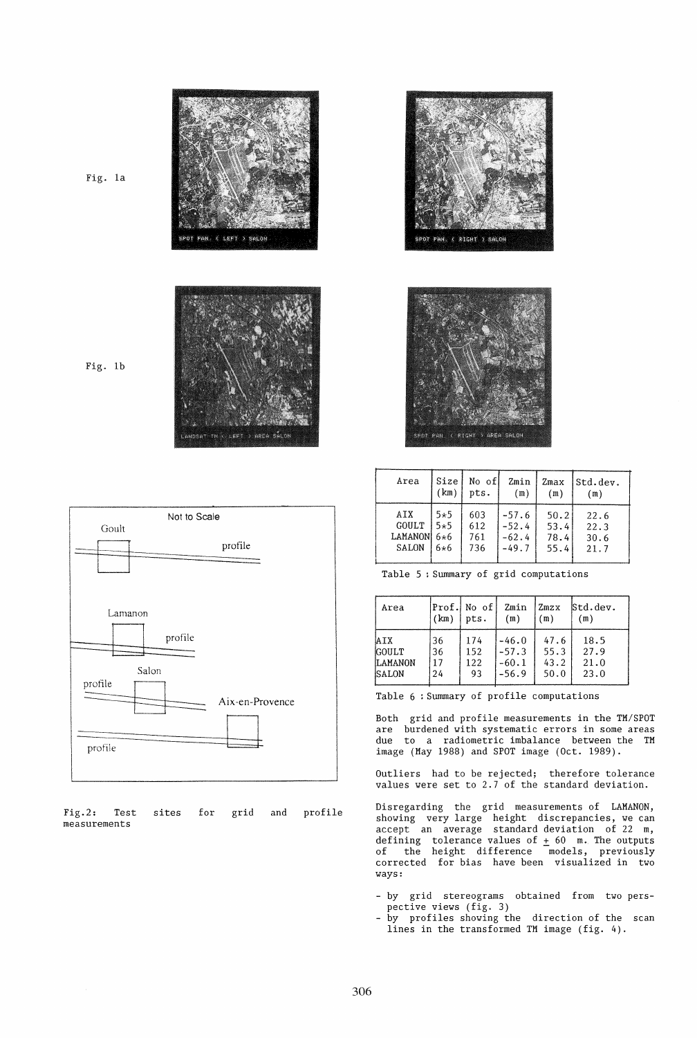Fig. 1a

Fig. 1b

Fig.2: Test sites for grid and profile measurements

| Area | Size (km) | No of pts. | Zmin (m) | Zmax (m) | Std.dev. (m) |
|---|---|---|---|---|---|
| AIX | 5*5 | 603 | -57.6 | 50.2 | 22.6 |
| GOULT | 5*5 | 612 | -52.4 | 53.4 | 22.3 |
| LAMANON | 6*6 | 761 | -62.4 | 78.4 | 30.6 |
| SALON | 6*6 | 736 | -49.7 | 55.4 | 21.7 |

Table 5 : Summary of grid computations

| Area | Prof. (km) | No of pts. | Zmin (m) | Zmzx (m) | Std.dev. (m) |
|---|---|---|---|---|---|
| AIX | 36 | 174 | -46.0 | 47.6 | 18.5 |
| GOULT | 36 | 152 | -57.3 | 55.3 | 27.9 |
| LAMANON | 17 | 122 | -60.1 | 43.2 | 21.0 |
| SALON | 24 | 93 | -56.9 | 50.0 | 23.0 |

Table 6 : Summary of profile computations

Both grid and profile measurements in the TM/SPOT are burdened with systematic errors in some areas due to a radiometric imbalance between the TM image (May 1988) and SPOT image (Oct. 1989).

Outliers had to be rejected; therefore tolerance values were set to 2.7 of the standard deviation.

Disregarding the grid measurements of LAMANON, showing very large height discrepancies, we can accept an average standard deviation of 22 m, defining tolerance values of $\pm$ 60 m. The outputs of the height difference models, previously corrected for bias have been visualized in two ways:

- by grid stereograms obtained from two perspective views (fig. 3)
- by profiles showing the direction of the scan lines in the transformed TM image (fig. 4).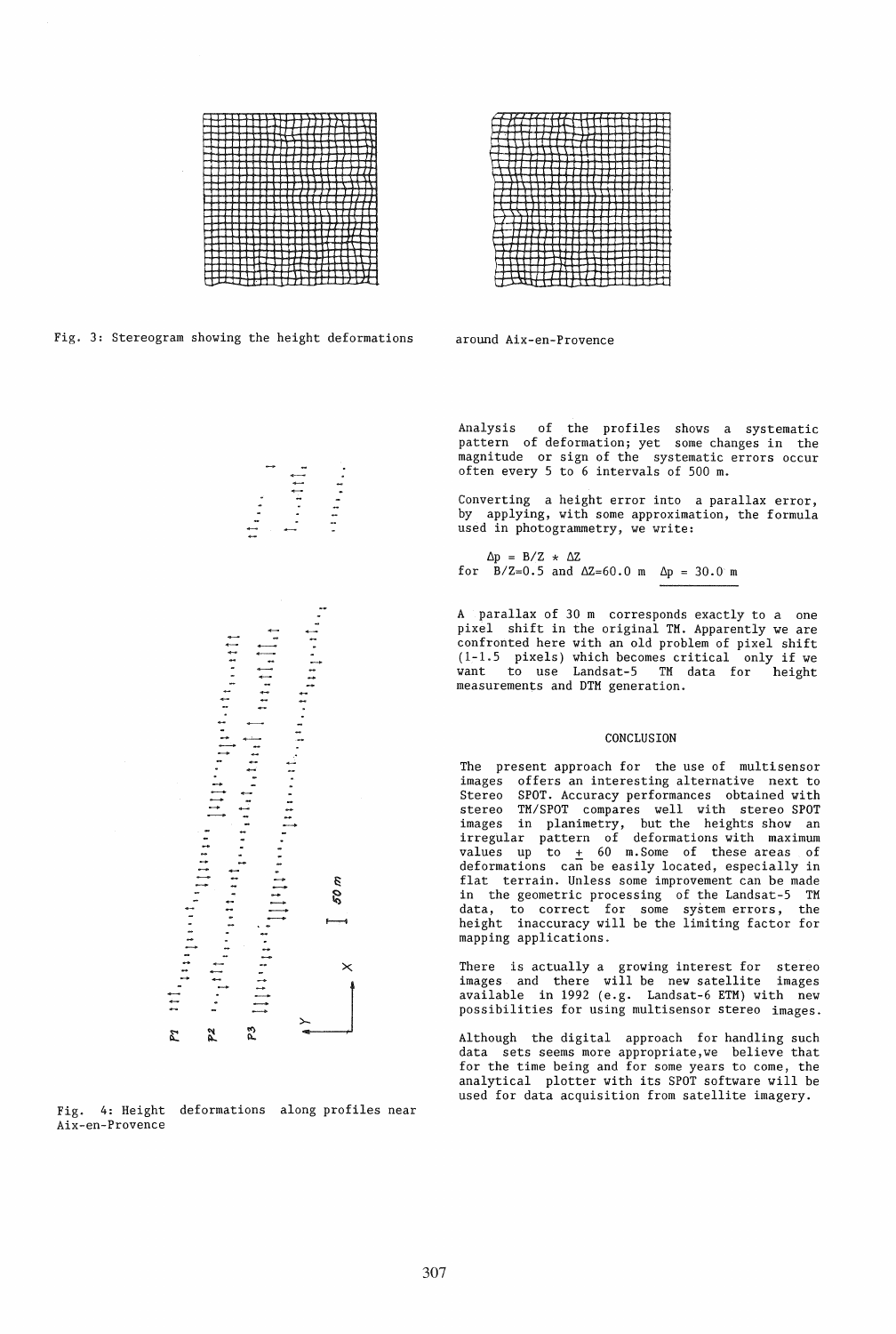Fig. 3: Stereogram showing the height deformations around Aix-en-Provence

Fig. 4: Height deformations along profiles near Aix-en-Provence

Analysis of the profiles shows a systematic pattern of deformation; yet some changes in the magnitude or sign of the systematic errors occur often every 5 to 6 intervals of 500 m.

Converting a height error into a parallax error, by applying, with some approximation, the formula used in photogrammetry, we write:

$$\Delta p = B/Z * \Delta Z$$

for $B/Z=0.5$ and $\Delta Z=60.0$ m $\quad \underline{\Delta p = 30.0 \text{ m}}$

A parallax of 30 m corresponds exactly to a one pixel shift in the original TM. Apparently we are confronted here with an old problem of pixel shift (1-1.5 pixels) which becomes critical only if we want to use Landsat-5 TM data for height measurements and DTM generation.

## CONCLUSION

The present approach for the use of multisensor images offers an interesting alternative next to Stereo SPOT. Accuracy performances obtained with stereo TM/SPOT compares well with stereo SPOT images in planimetry, but the heights show an irregular pattern of deformations with maximum values up to $\pm$ 60 m. Some of these areas of deformations can be easily located, especially in flat terrain. Unless some improvement can be made in the geometric processing of the Landsat-5 TM data, to correct for some system errors, the height inaccuracy will be the limiting factor for mapping applications.

There is actually a growing interest for stereo images and there will be new satellite images available in 1992 (e.g. Landsat-6 ETM) with new possibilities for using multisensor stereo images.

Although the digital approach for handling such data sets seems more appropriate, we believe that for the time being and for some years to come, the analytical plotter with its SPOT software will be used for data acquisition from satellite imagery.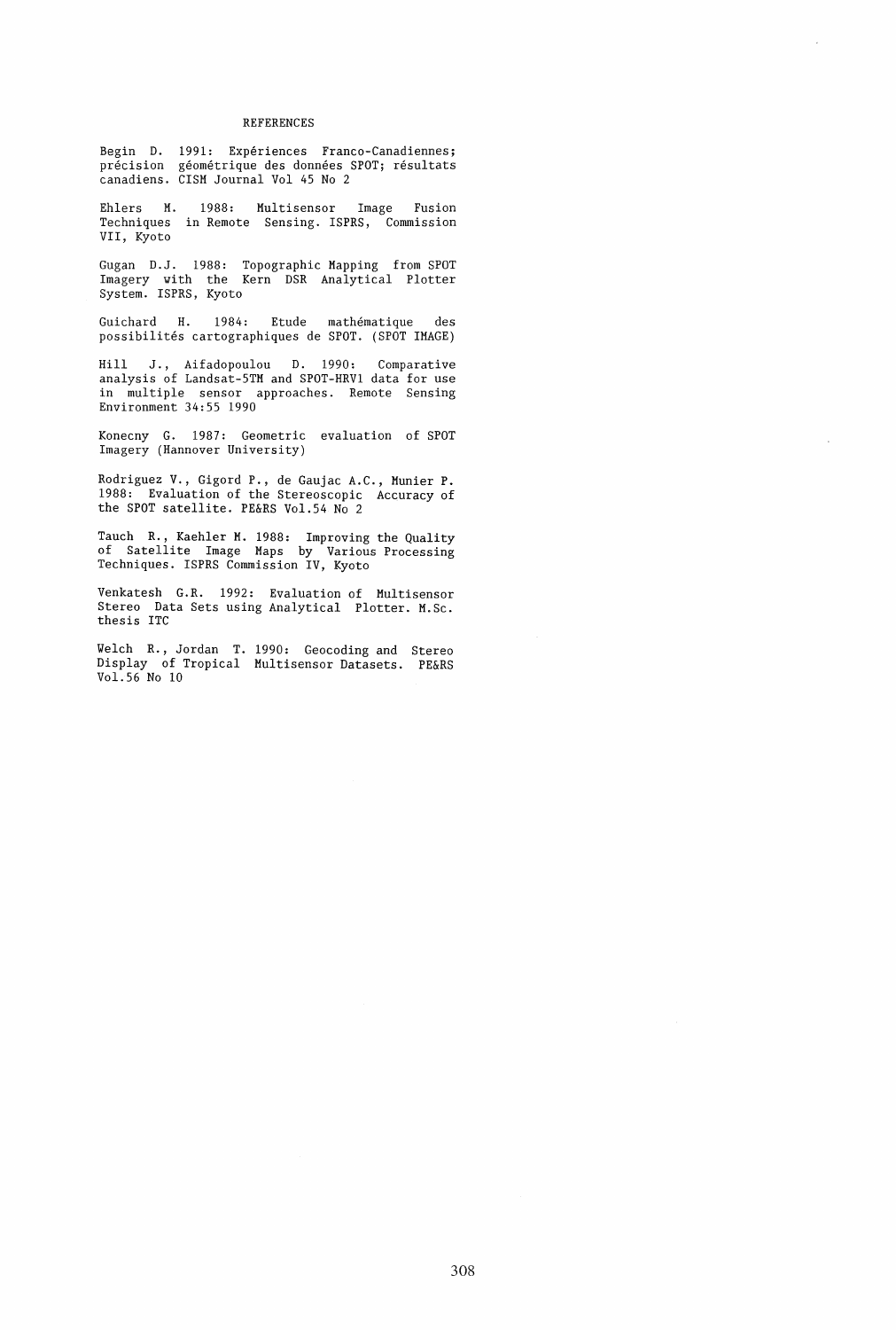## REFERENCES

Begin D. 1991: Expériences Franco-Canadiennes; précision géométrique des données SPOT; résultats canadiens. CISM Journal Vol 45 No 2

Ehlers M. 1988: Multisensor Image Fusion Techniques in Remote Sensing. ISPRS, Commission VII, Kyoto

Gugan D.J. 1988: Topographic Mapping from SPOT Imagery with the Kern DSR Analytical Plotter System. ISPRS, Kyoto

Guichard H. 1984: Etude mathématique des possibilités cartographiques de SPOT. (SPOT IMAGE)

Hill J., Aifadopoulou D. 1990: Comparative analysis of Landsat-5TM and SPOT-HRV1 data for use in multiple sensor approaches. Remote Sensing Environment 34:55 1990

Konecny G. 1987: Geometric evaluation of SPOT Imagery (Hannover University)

Rodriguez V., Gigord P., de Gaujac A.C., Munier P. 1988: Evaluation of the Stereoscopic Accuracy of the SPOT satellite. PE&RS Vol.54 No 2

Tauch R., Kaehler M. 1988: Improving the Quality of Satellite Image Maps by Various Processing Techniques. ISPRS Commission IV, Kyoto

Venkatesh G.R. 1992: Evaluation of Multisensor Stereo Data Sets using Analytical Plotter. M.Sc. thesis ITC

Welch R., Jordan T. 1990: Geocoding and Stereo Display of Tropical Multisensor Datasets. PE&RS Vol.56 No 10